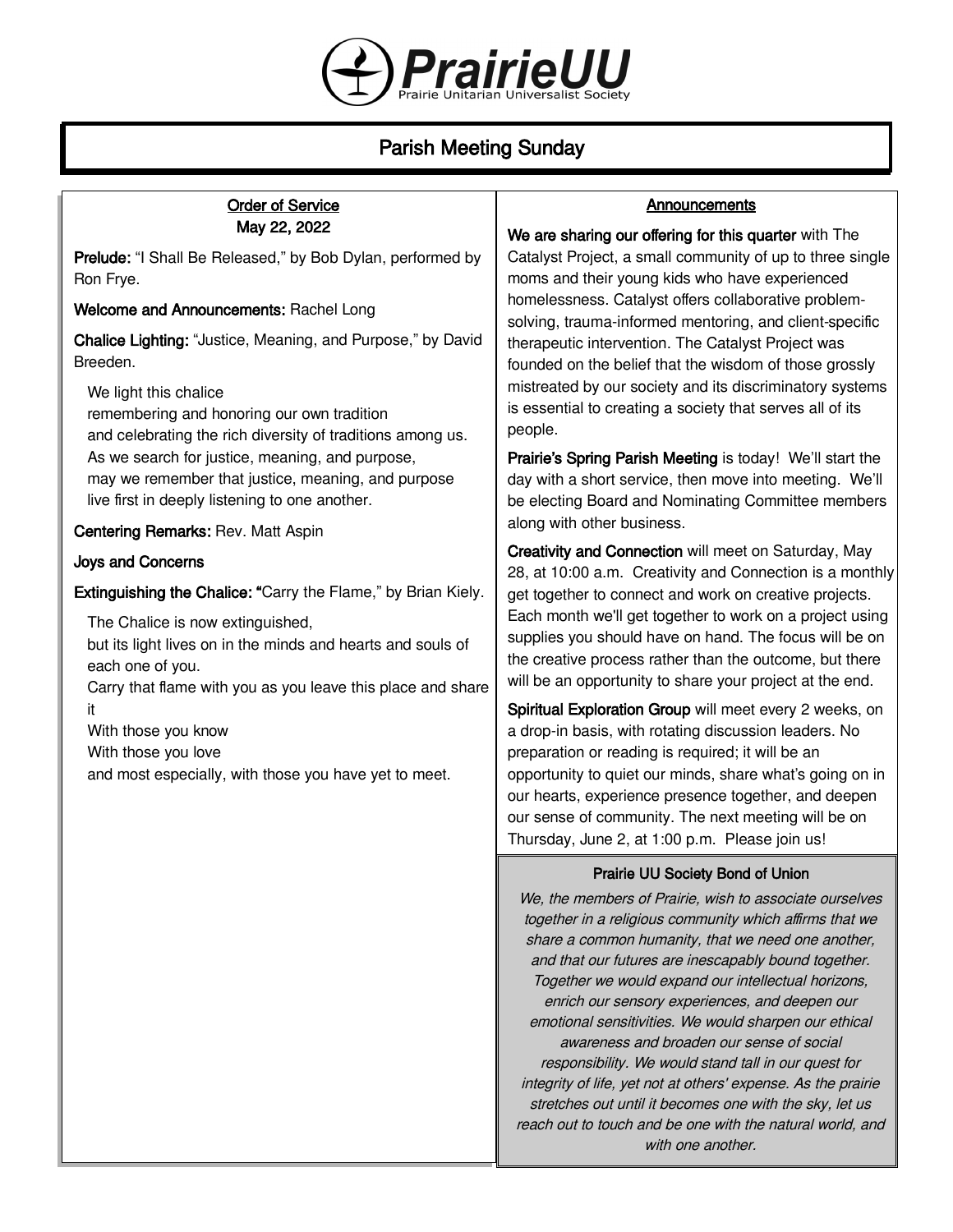# PrairieUU

Prairie Unitarian Universalist Society

## Parish Meeting Sunday

### Order of Service
May 22, 2022

**Prelude:** "I Shall Be Released," by Bob Dylan, performed by Ron Frye.

**Welcome and Announcements:** Rachel Long

**Chalice Lighting:** "Justice, Meaning, and Purpose," by David Breeden.

We light this chalice
remembering and honoring our own tradition
and celebrating the rich diversity of traditions among us.
As we search for justice, meaning, and purpose,
may we remember that justice, meaning, and purpose
live first in deeply listening to one another.

**Centering Remarks:** Rev. Matt Aspin

**Joys and Concerns**

**Extinguishing the Chalice:** "Carry the Flame," by Brian Kiely.

The Chalice is now extinguished,
but its light lives on in the minds and hearts and souls of each one of you.
Carry that flame with you as you leave this place and share it
With those you know
With those you love
and most especially, with those you have yet to meet.

### Announcements

**We are sharing our offering for this quarter** with The Catalyst Project, a small community of up to three single moms and their young kids who have experienced homelessness. Catalyst offers collaborative problem-solving, trauma-informed mentoring, and client-specific therapeutic intervention. The Catalyst Project was founded on the belief that the wisdom of those grossly mistreated by our society and its discriminatory systems is essential to creating a society that serves all of its people.

**Prairie's Spring Parish Meeting** is today! We'll start the day with a short service, then move into meeting. We'll be electing Board and Nominating Committee members along with other business.

**Creativity and Connection** will meet on Saturday, May 28, at 10:00 a.m. Creativity and Connection is a monthly get together to connect and work on creative projects. Each month we'll get together to work on a project using supplies you should have on hand. The focus will be on the creative process rather than the outcome, but there will be an opportunity to share your project at the end.

**Spiritual Exploration Group** will meet every 2 weeks, on a drop-in basis, with rotating discussion leaders. No preparation or reading is required; it will be an opportunity to quiet our minds, share what's going on in our hearts, experience presence together, and deepen our sense of community. The next meeting will be on Thursday, June 2, at 1:00 p.m. Please join us!

### Prairie UU Society Bond of Union

*We, the members of Prairie, wish to associate ourselves together in a religious community which affirms that we share a common humanity, that we need one another, and that our futures are inescapably bound together. Together we would expand our intellectual horizons, enrich our sensory experiences, and deepen our emotional sensitivities. We would sharpen our ethical awareness and broaden our sense of social responsibility. We would stand tall in our quest for integrity of life, yet not at others' expense. As the prairie stretches out until it becomes one with the sky, let us reach out to touch and be one with the natural world, and with one another.*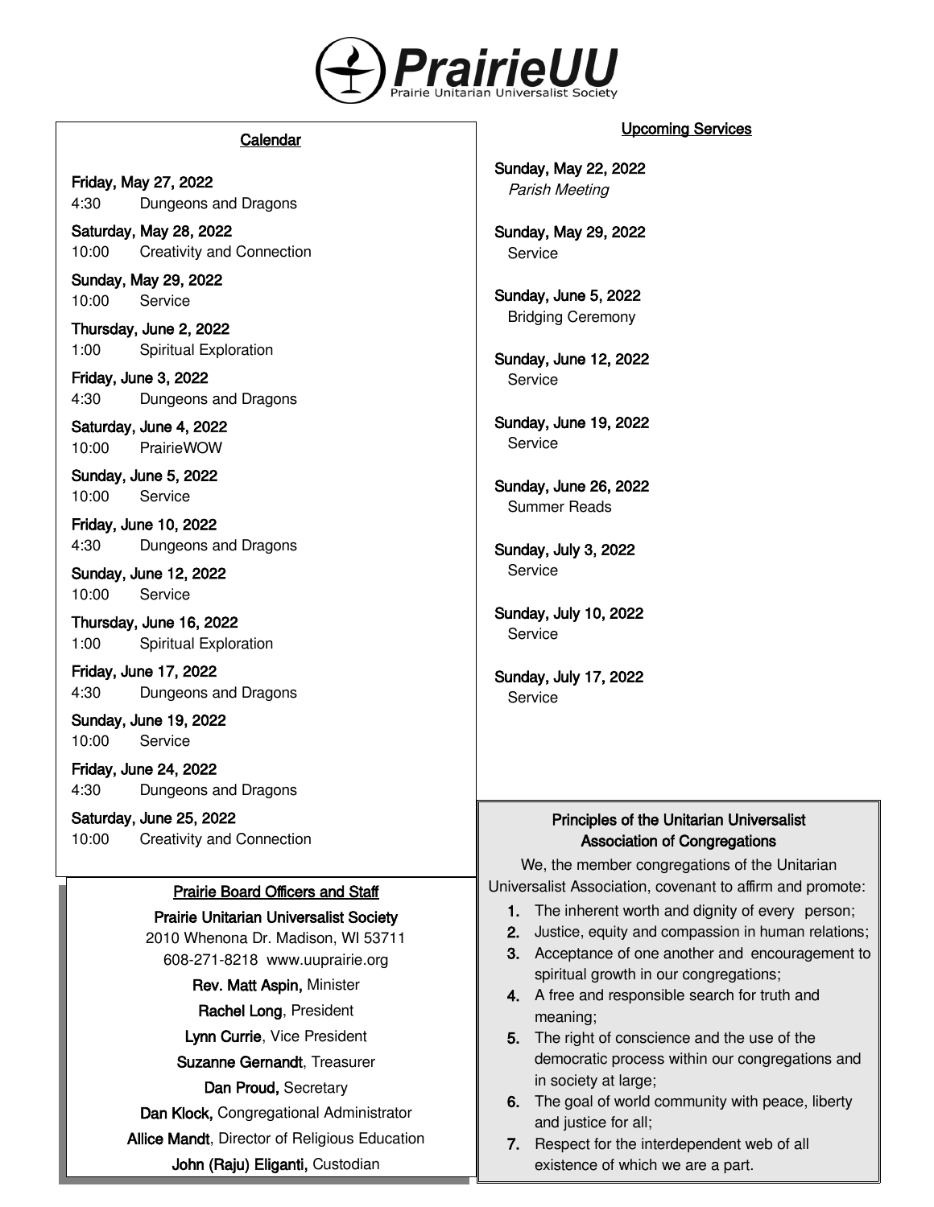# PrairieUU

Prairie Unitarian Universalist Society

## Calendar

**Friday, May 27, 2022**
4:30 Dungeons and Dragons

**Saturday, May 28, 2022**
10:00 Creativity and Connection

**Sunday, May 29, 2022**
10:00 Service

**Thursday, June 2, 2022**
1:00 Spiritual Exploration

**Friday, June 3, 2022**
4:30 Dungeons and Dragons

**Saturday, June 4, 2022**
10:00 PrairieWOW

**Sunday, June 5, 2022**
10:00 Service

**Friday, June 10, 2022**
4:30 Dungeons and Dragons

**Sunday, June 12, 2022**
10:00 Service

**Thursday, June 16, 2022**
1:00 Spiritual Exploration

**Friday, June 17, 2022**
4:30 Dungeons and Dragons

**Sunday, June 19, 2022**
10:00 Service

**Friday, June 24, 2022**
4:30 Dungeons and Dragons

**Saturday, June 25, 2022**
10:00 Creativity and Connection

## Prairie Board Officers and Staff

**Prairie Unitarian Universalist Society**
2010 Whenona Dr. Madison, WI 53711
608-271-8218 www.uuprairie.org

**Rev. Matt Aspin,** Minister
**Rachel Long**, President
**Lynn Currie**, Vice President
**Suzanne Gernandt**, Treasurer
**Dan Proud,** Secretary
**Dan Klock,** Congregational Administrator
**Allice Mandt**, Director of Religious Education
**John (Raju) Eliganti,** Custodian

## Upcoming Services

**Sunday, May 22, 2022**
*Parish Meeting*

**Sunday, May 29, 2022**
Service

**Sunday, June 5, 2022**
Bridging Ceremony

**Sunday, June 12, 2022**
Service

**Sunday, June 19, 2022**
Service

**Sunday, June 26, 2022**
Summer Reads

**Sunday, July 3, 2022**
Service

**Sunday, July 10, 2022**
Service

**Sunday, July 17, 2022**
Service

## Principles of the Unitarian Universalist Association of Congregations

We, the member congregations of the Unitarian Universalist Association, covenant to affirm and promote:

1. The inherent worth and dignity of every person;
2. Justice, equity and compassion in human relations;
3. Acceptance of one another and encouragement to spiritual growth in our congregations;
4. A free and responsible search for truth and meaning;
5. The right of conscience and the use of the democratic process within our congregations and in society at large;
6. The goal of world community with peace, liberty and justice for all;
7. Respect for the interdependent web of all existence of which we are a part.